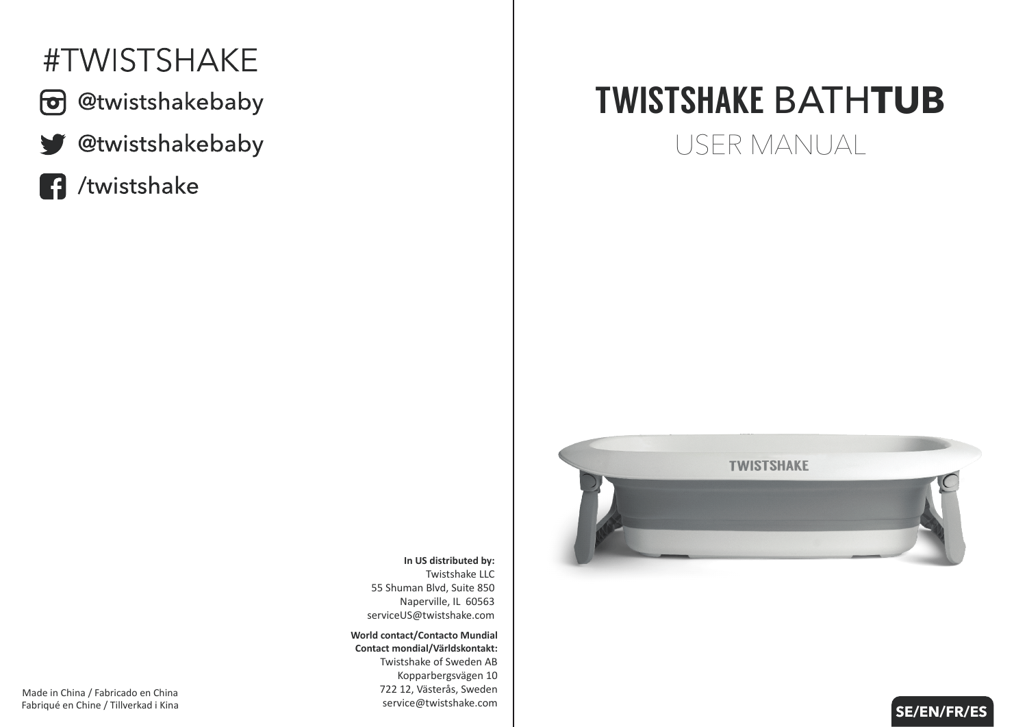# #TWISTSHAKE

@twistshakebaby

@twistshakebaby

/twistshake

**In US distributed by:**
Twistshake LLC
55 Shuman Blvd, Suite 850
Naperville, IL 60563
serviceUS@twistshake.com

**World contact/Contacto Mundial**
**Contact mondial/Världskontakt:**
Twistshake of Sweden AB
Kopparbergsvägen 10
722 12, Västerås, Sweden
service@twistshake.com

Made in China / Fabricado en China
Fabriqué en Chine / Tillverkad i Kina

# TWISTSHAKE BATHTUB

## USER MANUAL

**SE/EN/FR/ES**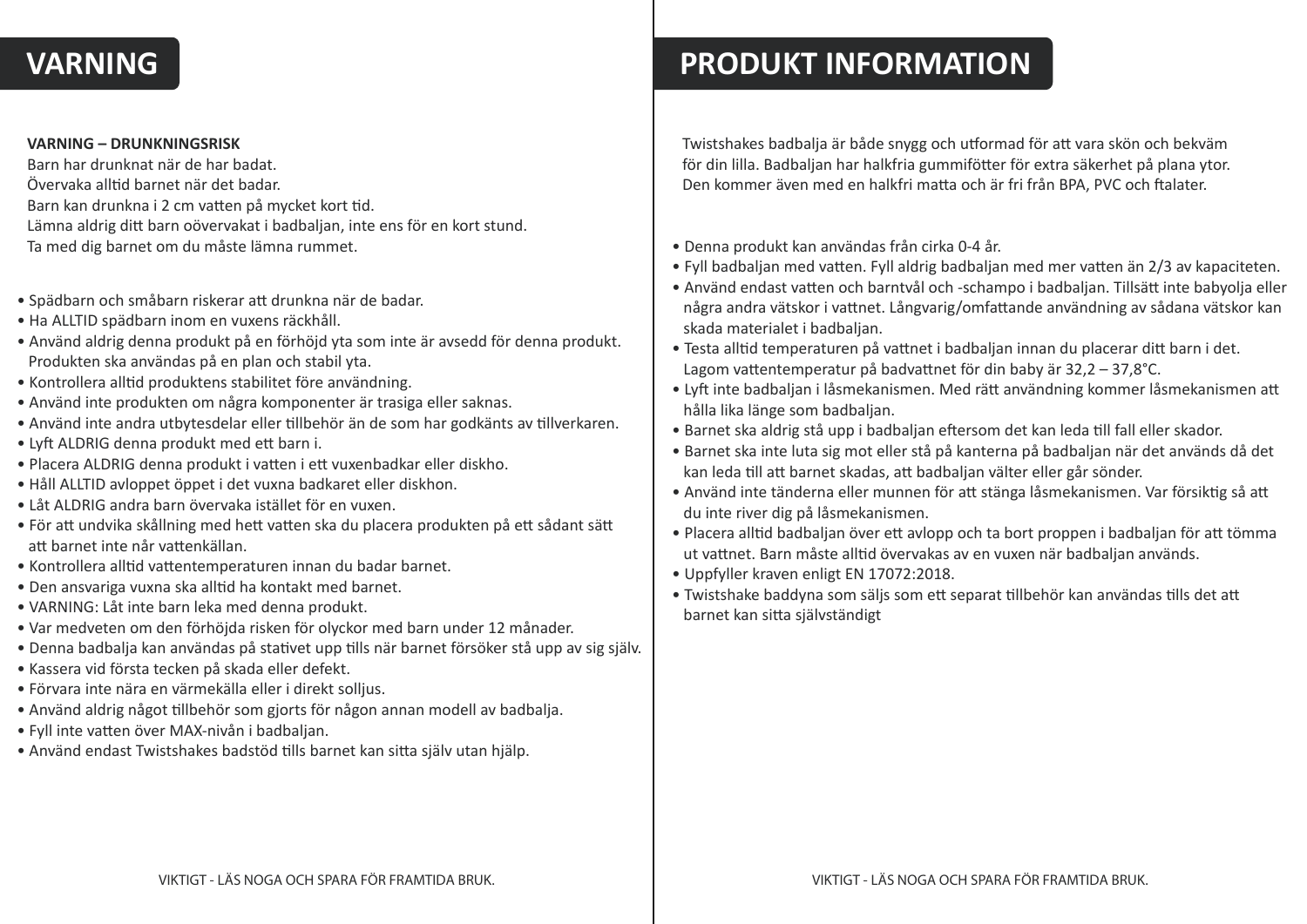# VARNING

**VARNING – DRUNKNINGSRISK**
Barn har drunknat när de har badat.
Övervaka alltid barnet när det badar.
Barn kan drunkna i 2 cm vatten på mycket kort tid.
Lämna aldrig ditt barn oövervakat i badbaljan, inte ens för en kort stund.
Ta med dig barnet om du måste lämna rummet.

- Spädbarn och småbarn riskerar att drunkna när de badar.
- Ha ALLTID spädbarn inom en vuxens räckhåll.
- Använd aldrig denna produkt på en förhöjd yta som inte är avsedd för denna produkt. Produkten ska användas på en plan och stabil yta.
- Kontrollera alltid produktens stabilitet före användning.
- Använd inte produkten om några komponenter är trasiga eller saknas.
- Använd inte andra utbytesdelar eller tillbehör än de som har godkänts av tillverkaren.
- Lyft ALDRIG denna produkt med ett barn i.
- Placera ALDRIG denna produkt i vatten i ett vuxenbadkar eller diskho.
- Håll ALLTID avloppet öppet i det vuxna badkaret eller diskhon.
- Låt ALDRIG andra barn övervaka istället för en vuxen.
- För att undvika skållning med hett vatten ska du placera produkten på ett sådant sätt att barnet inte når vattenkällan.
- Kontrollera alltid vattentemperaturen innan du badar barnet.
- Den ansvariga vuxna ska alltid ha kontakt med barnet.
- VARNING: Låt inte barn leka med denna produkt.
- Var medveten om den förhöjda risken för olyckor med barn under 12 månader.
- Denna badbalja kan användas på stativet upp tills när barnet försöker stå upp av sig själv.
- Kassera vid första tecken på skada eller defekt.
- Förvara inte nära en värmekälla eller i direkt solljus.
- Använd aldrig något tillbehör som gjorts för någon annan modell av badbalja.
- Fyll inte vatten över MAX-nivån i badbaljan.
- Använd endast Twistshakes badstöd tills barnet kan sitta själv utan hjälp.

VIKTIGT - LÄS NOGA OCH SPARA FÖR FRAMTIDA BRUK.

# PRODUKT INFORMATION

Twistshakes badbalja är både snygg och utformad för att vara skön och bekväm för din lilla. Badbaljan har halkfria gummifötter för extra säkerhet på plana ytor. Den kommer även med en halkfri matta och är fri från BPA, PVC och ftalater.

- Denna produkt kan användas från cirka 0-4 år.
- Fyll badbaljan med vatten. Fyll aldrig badbaljan med mer vatten än 2/3 av kapaciteten.
- Använd endast vatten och barntvål och -schampo i badbaljan. Tillsätt inte babyolja eller några andra vätskor i vattnet. Långvarig/omfattande användning av sådana vätskor kan skada materialet i badbaljan.
- Testa alltid temperaturen på vattnet i badbaljan innan du placerar ditt barn i det. Lagom vattentemperatur på badvattnet för din baby är 32,2 – 37,8°C.
- Lyft inte badbaljan i låsmekanismen. Med rätt användning kommer låsmekanismen att hålla lika länge som badbaljan.
- Barnet ska aldrig stå upp i badbaljan eftersom det kan leda till fall eller skador.
- Barnet ska inte luta sig mot eller stå på kanterna på badbaljan när det används då det kan leda till att barnet skadas, att badbaljan välter eller går sönder.
- Använd inte tänderna eller munnen för att stänga låsmekanismen. Var försiktig så att du inte river dig på låsmekanismen.
- Placera alltid badbaljan över ett avlopp och ta bort proppen i badbaljan för att tömma ut vattnet. Barn måste alltid övervakas av en vuxen när badbaljan används.
- Uppfyller kraven enligt EN 17072:2018.
- Twistshake baddyna som säljs som ett separat tillbehör kan användas tills det att barnet kan sitta självständigt

VIKTIGT - LÄS NOGA OCH SPARA FÖR FRAMTIDA BRUK.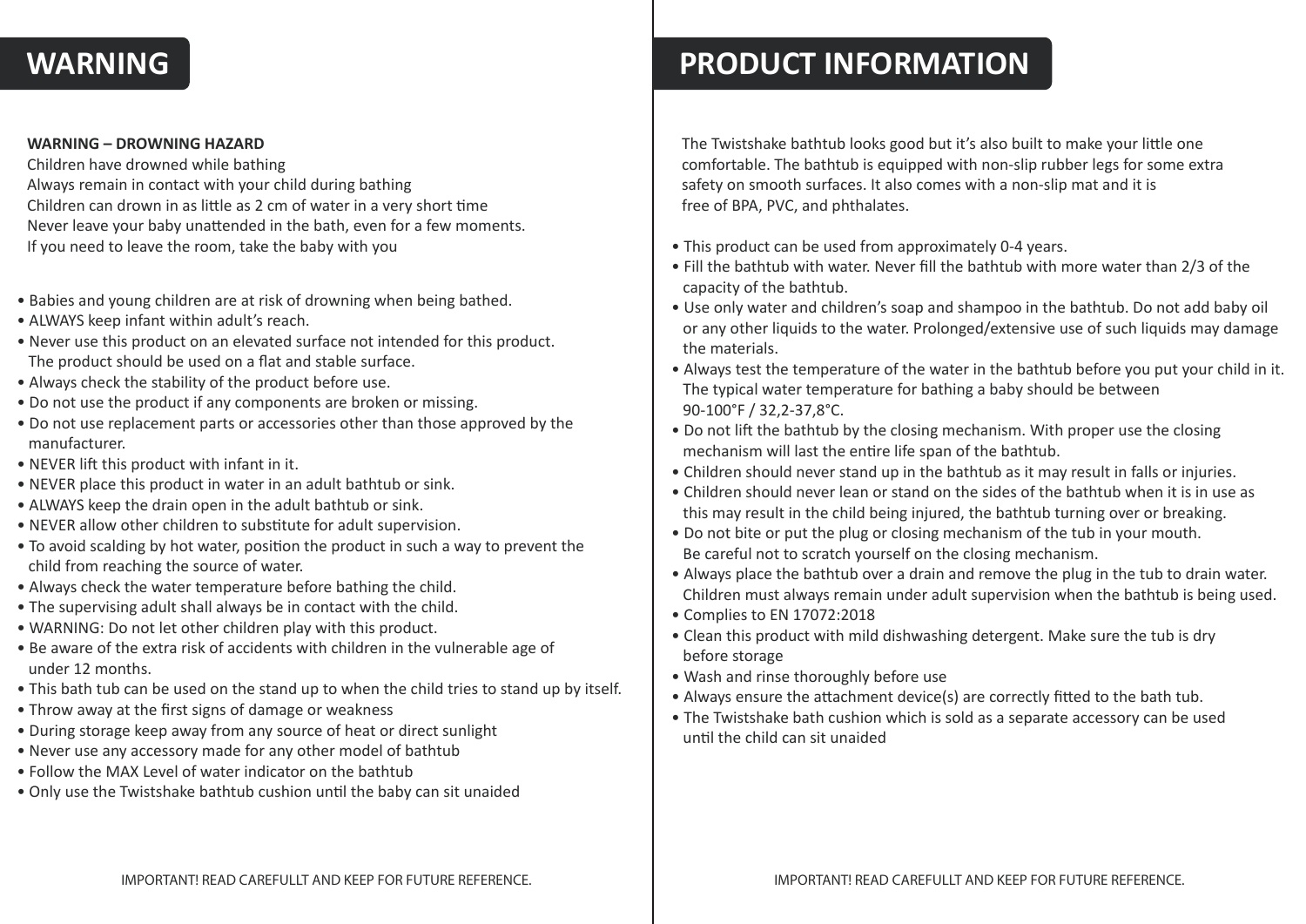# WARNING

**WARNING – DROWNING HAZARD**
Children have drowned while bathing
Always remain in contact with your child during bathing
Children can drown in as little as 2 cm of water in a very short time
Never leave your baby unattended in the bath, even for a few moments.
If you need to leave the room, take the baby with you

- Babies and young children are at risk of drowning when being bathed.
- ALWAYS keep infant within adult's reach.
- Never use this product on an elevated surface not intended for this product. The product should be used on a flat and stable surface.
- Always check the stability of the product before use.
- Do not use the product if any components are broken or missing.
- Do not use replacement parts or accessories other than those approved by the manufacturer.
- NEVER lift this product with infant in it.
- NEVER place this product in water in an adult bathtub or sink.
- ALWAYS keep the drain open in the adult bathtub or sink.
- NEVER allow other children to substitute for adult supervision.
- To avoid scalding by hot water, position the product in such a way to prevent the child from reaching the source of water.
- Always check the water temperature before bathing the child.
- The supervising adult shall always be in contact with the child.
- WARNING: Do not let other children play with this product.
- Be aware of the extra risk of accidents with children in the vulnerable age of under 12 months.
- This bath tub can be used on the stand up to when the child tries to stand up by itself.
- Throw away at the first signs of damage or weakness
- During storage keep away from any source of heat or direct sunlight
- Never use any accessory made for any other model of bathtub
- Follow the MAX Level of water indicator on the bathtub
- Only use the Twistshake bathtub cushion until the baby can sit unaided

IMPORTANT! READ CAREFULLT AND KEEP FOR FUTURE REFERENCE.

# PRODUCT INFORMATION

The Twistshake bathtub looks good but it's also built to make your little one comfortable. The bathtub is equipped with non-slip rubber legs for some extra safety on smooth surfaces. It also comes with a non-slip mat and it is free of BPA, PVC, and phthalates.

- This product can be used from approximately 0-4 years.
- Fill the bathtub with water. Never fill the bathtub with more water than 2/3 of the capacity of the bathtub.
- Use only water and children's soap and shampoo in the bathtub. Do not add baby oil or any other liquids to the water. Prolonged/extensive use of such liquids may damage the materials.
- Always test the temperature of the water in the bathtub before you put your child in it. The typical water temperature for bathing a baby should be between 90-100°F / 32,2-37,8°C.
- Do not lift the bathtub by the closing mechanism. With proper use the closing mechanism will last the entire life span of the bathtub.
- Children should never stand up in the bathtub as it may result in falls or injuries.
- Children should never lean or stand on the sides of the bathtub when it is in use as this may result in the child being injured, the bathtub turning over or breaking.
- Do not bite or put the plug or closing mechanism of the tub in your mouth. Be careful not to scratch yourself on the closing mechanism.
- Always place the bathtub over a drain and remove the plug in the tub to drain water. Children must always remain under adult supervision when the bathtub is being used.
- Complies to EN 17072:2018
- Clean this product with mild dishwashing detergent. Make sure the tub is dry before storage
- Wash and rinse thoroughly before use
- Always ensure the attachment device(s) are correctly fitted to the bath tub.
- The Twistshake bath cushion which is sold as a separate accessory can be used until the child can sit unaided

IMPORTANT! READ CAREFULLT AND KEEP FOR FUTURE REFERENCE.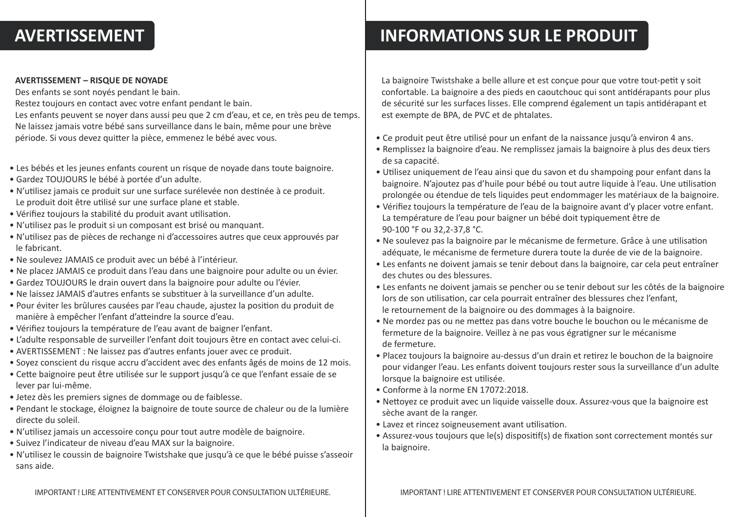# AVERTISSEMENT

**AVERTISSEMENT – RISQUE DE NOYADE**

Des enfants se sont noyés pendant le bain.
Restez toujours en contact avec votre enfant pendant le bain.
Les enfants peuvent se noyer dans aussi peu que 2 cm d'eau, et ce, en très peu de temps.
Ne laissez jamais votre bébé sans surveillance dans le bain, même pour une brève période. Si vous devez quitter la pièce, emmenez le bébé avec vous.

- Les bébés et les jeunes enfants courent un risque de noyade dans toute baignoire.
- Gardez TOUJOURS le bébé à portée d'un adulte.
- N'utilisez jamais ce produit sur une surface surélevée non destinée à ce produit. Le produit doit être utilisé sur une surface plane et stable.
- Vérifiez toujours la stabilité du produit avant utilisation.
- N'utilisez pas le produit si un composant est brisé ou manquant.
- N'utilisez pas de pièces de rechange ni d'accessoires autres que ceux approuvés par le fabricant.
- Ne soulevez JAMAIS ce produit avec un bébé à l'intérieur.
- Ne placez JAMAIS ce produit dans l'eau dans une baignoire pour adulte ou un évier.
- Gardez TOUJOURS le drain ouvert dans la baignoire pour adulte ou l'évier.
- Ne laissez JAMAIS d'autres enfants se substituer à la surveillance d'un adulte.
- Pour éviter les brûlures causées par l'eau chaude, ajustez la position du produit de manière à empêcher l'enfant d'atteindre la source d'eau.
- Vérifiez toujours la température de l'eau avant de baigner l'enfant.
- L'adulte responsable de surveiller l'enfant doit toujours être en contact avec celui-ci.
- AVERTISSEMENT : Ne laissez pas d'autres enfants jouer avec ce produit.
- Soyez conscient du risque accru d'accident avec des enfants âgés de moins de 12 mois.
- Cette baignoire peut être utilisée sur le support jusqu'à ce que l'enfant essaie de se lever par lui-même.
- Jetez dès les premiers signes de dommage ou de faiblesse.
- Pendant le stockage, éloignez la baignoire de toute source de chaleur ou de la lumière directe du soleil.
- N'utilisez jamais un accessoire conçu pour tout autre modèle de baignoire.
- Suivez l'indicateur de niveau d'eau MAX sur la baignoire.
- N'utilisez le coussin de baignoire Twistshake que jusqu'à ce que le bébé puisse s'asseoir sans aide.

IMPORTANT ! LIRE ATTENTIVEMENT ET CONSERVER POUR CONSULTATION ULTÉRIEURE.

# INFORMATIONS SUR LE PRODUIT

La baignoire Twistshake a belle allure et est conçue pour que votre tout-petit y soit confortable. La baignoire a des pieds en caoutchouc qui sont antidérapants pour plus de sécurité sur les surfaces lisses. Elle comprend également un tapis antidérapant et est exempte de BPA, de PVC et de phtalates.

- Ce produit peut être utilisé pour un enfant de la naissance jusqu'à environ 4 ans.
- Remplissez la baignoire d'eau. Ne remplissez jamais la baignoire à plus des deux tiers de sa capacité.
- Utilisez uniquement de l'eau ainsi que du savon et du shampoing pour enfant dans la baignoire. N'ajoutez pas d'huile pour bébé ou tout autre liquide à l'eau. Une utilisation prolongée ou étendue de tels liquides peut endommager les matériaux de la baignoire.
- Vérifiez toujours la température de l'eau de la baignoire avant d'y placer votre enfant. La température de l'eau pour baigner un bébé doit typiquement être de 90-100 °F ou 32,2-37,8 °C.
- Ne soulevez pas la baignoire par le mécanisme de fermeture. Grâce à une utilisation adéquate, le mécanisme de fermeture durera toute la durée de vie de la baignoire.
- Les enfants ne doivent jamais se tenir debout dans la baignoire, car cela peut entraîner des chutes ou des blessures.
- Les enfants ne doivent jamais se pencher ou se tenir debout sur les côtés de la baignoire lors de son utilisation, car cela pourrait entraîner des blessures chez l'enfant, le retournement de la baignoire ou des dommages à la baignoire.
- Ne mordez pas ou ne mettez pas dans votre bouche le bouchon ou le mécanisme de fermeture de la baignoire. Veillez à ne pas vous égratigner sur le mécanisme de fermeture.
- Placez toujours la baignoire au-dessus d'un drain et retirez le bouchon de la baignoire pour vidanger l'eau. Les enfants doivent toujours rester sous la surveillance d'un adulte lorsque la baignoire est utilisée.
- Conforme à la norme EN 17072:2018.
- Nettoyez ce produit avec un liquide vaisselle doux. Assurez-vous que la baignoire est sèche avant de la ranger.
- Lavez et rincez soigneusement avant utilisation.
- Assurez-vous toujours que le(s) dispositif(s) de fixation sont correctement montés sur la baignoire.

IMPORTANT ! LIRE ATTENTIVEMENT ET CONSERVER POUR CONSULTATION ULTÉRIEURE.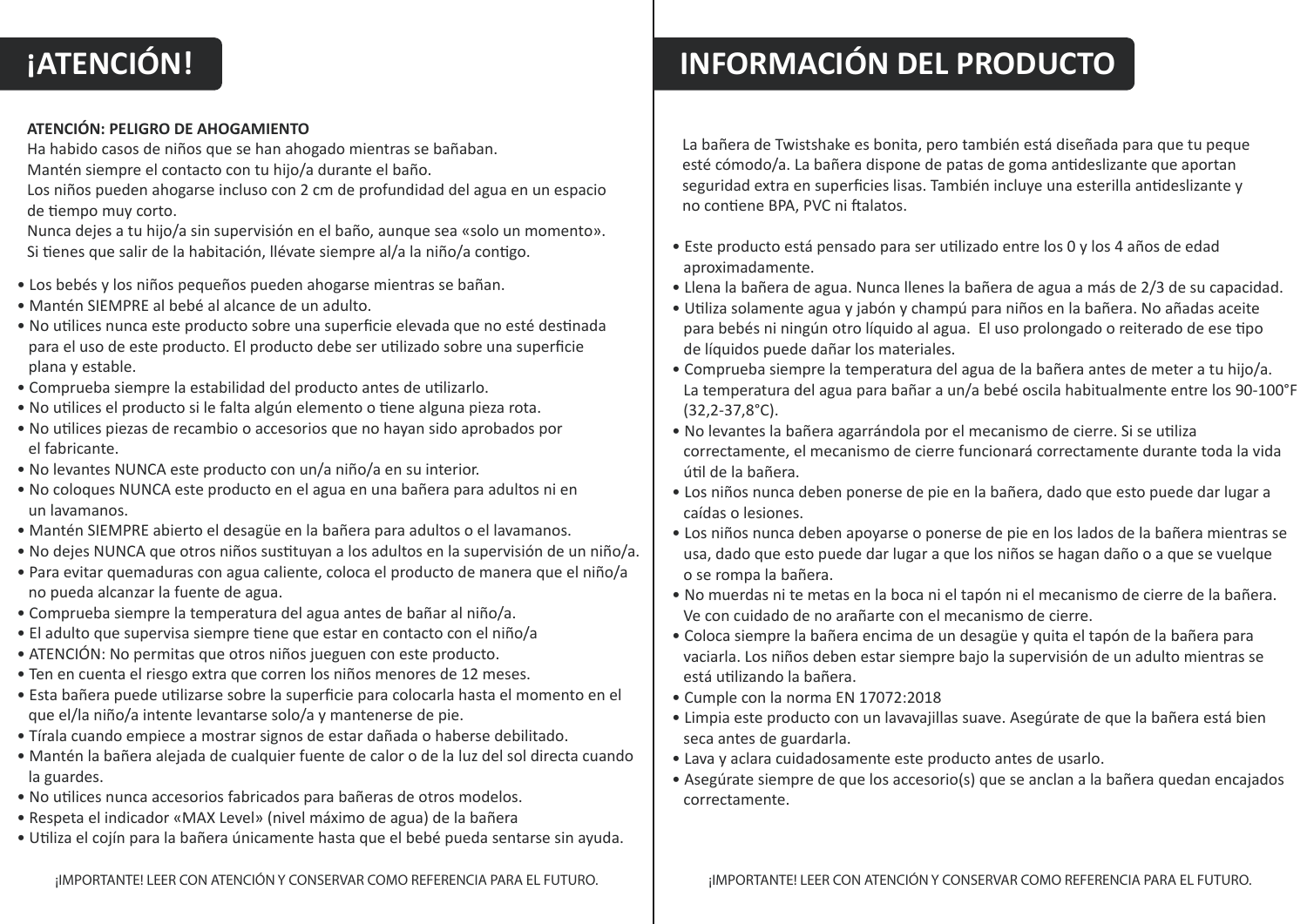## ¡ATENCIÓN!

**ATENCIÓN: PELIGRO DE AHOGAMIENTO**

Ha habido casos de niños que se han ahogado mientras se bañaban.
Mantén siempre el contacto con tu hijo/a durante el baño.
Los niños pueden ahogarse incluso con 2 cm de profundidad del agua en un espacio de tiempo muy corto.
Nunca dejes a tu hijo/a sin supervisión en el baño, aunque sea «solo un momento».
Si tienes que salir de la habitación, llévate siempre al/a la niño/a contigo.

- Los bebés y los niños pequeños pueden ahogarse mientras se bañan.
- Mantén SIEMPRE al bebé al alcance de un adulto.
- No utilices nunca este producto sobre una superficie elevada que no esté destinada para el uso de este producto. El producto debe ser utilizado sobre una superficie plana y estable.
- Comprueba siempre la estabilidad del producto antes de utilizarlo.
- No utilices el producto si le falta algún elemento o tiene alguna pieza rota.
- No utilices piezas de recambio o accesorios que no hayan sido aprobados por el fabricante.
- No levantes NUNCA este producto con un/a niño/a en su interior.
- No coloques NUNCA este producto en el agua en una bañera para adultos ni en un lavamanos.
- Mantén SIEMPRE abierto el desagüe en la bañera para adultos o el lavamanos.
- No dejes NUNCA que otros niños sustituyan a los adultos en la supervisión de un niño/a.
- Para evitar quemaduras con agua caliente, coloca el producto de manera que el niño/a no pueda alcanzar la fuente de agua.
- Comprueba siempre la temperatura del agua antes de bañar al niño/a.
- El adulto que supervisa siempre tiene que estar en contacto con el niño/a
- ATENCIÓN: No permitas que otros niños jueguen con este producto.
- Ten en cuenta el riesgo extra que corren los niños menores de 12 meses.
- Esta bañera puede utilizarse sobre la superficie para colocarla hasta el momento en el que el/la niño/a intente levantarse solo/a y mantenerse de pie.
- Tírala cuando empiece a mostrar signos de estar dañada o haberse debilitado.
- Mantén la bañera alejada de cualquier fuente de calor o de la luz del sol directa cuando la guardes.
- No utilices nunca accesorios fabricados para bañeras de otros modelos.
- Respeta el indicador «MAX Level» (nivel máximo de agua) de la bañera
- Utiliza el cojín para la bañera únicamente hasta que el bebé pueda sentarse sin ayuda.

¡IMPORTANTE! LEER CON ATENCIÓN Y CONSERVAR COMO REFERENCIA PARA EL FUTURO.

## INFORMACIÓN DEL PRODUCTO

La bañera de Twistshake es bonita, pero también está diseñada para que tu peque esté cómodo/a. La bañera dispone de patas de goma antideslizante que aportan seguridad extra en superficies lisas. También incluye una esterilla antideslizante y no contiene BPA, PVC ni ftalatos.

- Este producto está pensado para ser utilizado entre los 0 y los 4 años de edad aproximadamente.
- Llena la bañera de agua. Nunca llenes la bañera de agua a más de 2/3 de su capacidad.
- Utiliza solamente agua y jabón y champú para niños en la bañera. No añadas aceite para bebés ni ningún otro líquido al agua. El uso prolongado o reiterado de ese tipo de líquidos puede dañar los materiales.
- Comprueba siempre la temperatura del agua de la bañera antes de meter a tu hijo/a. La temperatura del agua para bañar a un/a bebé oscila habitualmente entre los 90-100°F (32,2-37,8°C).
- No levantes la bañera agarrándola por el mecanismo de cierre. Si se utiliza correctamente, el mecanismo de cierre funcionará correctamente durante toda la vida útil de la bañera.
- Los niños nunca deben ponerse de pie en la bañera, dado que esto puede dar lugar a caídas o lesiones.
- Los niños nunca deben apoyarse o ponerse de pie en los lados de la bañera mientras se usa, dado que esto puede dar lugar a que los niños se hagan daño o a que se vuelque o se rompa la bañera.
- No muerdas ni te metas en la boca ni el tapón ni el mecanismo de cierre de la bañera. Ve con cuidado de no arañarte con el mecanismo de cierre.
- Coloca siempre la bañera encima de un desagüe y quita el tapón de la bañera para vaciarla. Los niños deben estar siempre bajo la supervisión de un adulto mientras se está utilizando la bañera.
- Cumple con la norma EN 17072:2018
- Limpia este producto con un lavavajillas suave. Asegúrate de que la bañera está bien seca antes de guardarla.
- Lava y aclara cuidadosamente este producto antes de usarlo.
- Asegúrate siempre de que los accesorio(s) que se anclan a la bañera quedan encajados correctamente.

¡IMPORTANTE! LEER CON ATENCIÓN Y CONSERVAR COMO REFERENCIA PARA EL FUTURO.